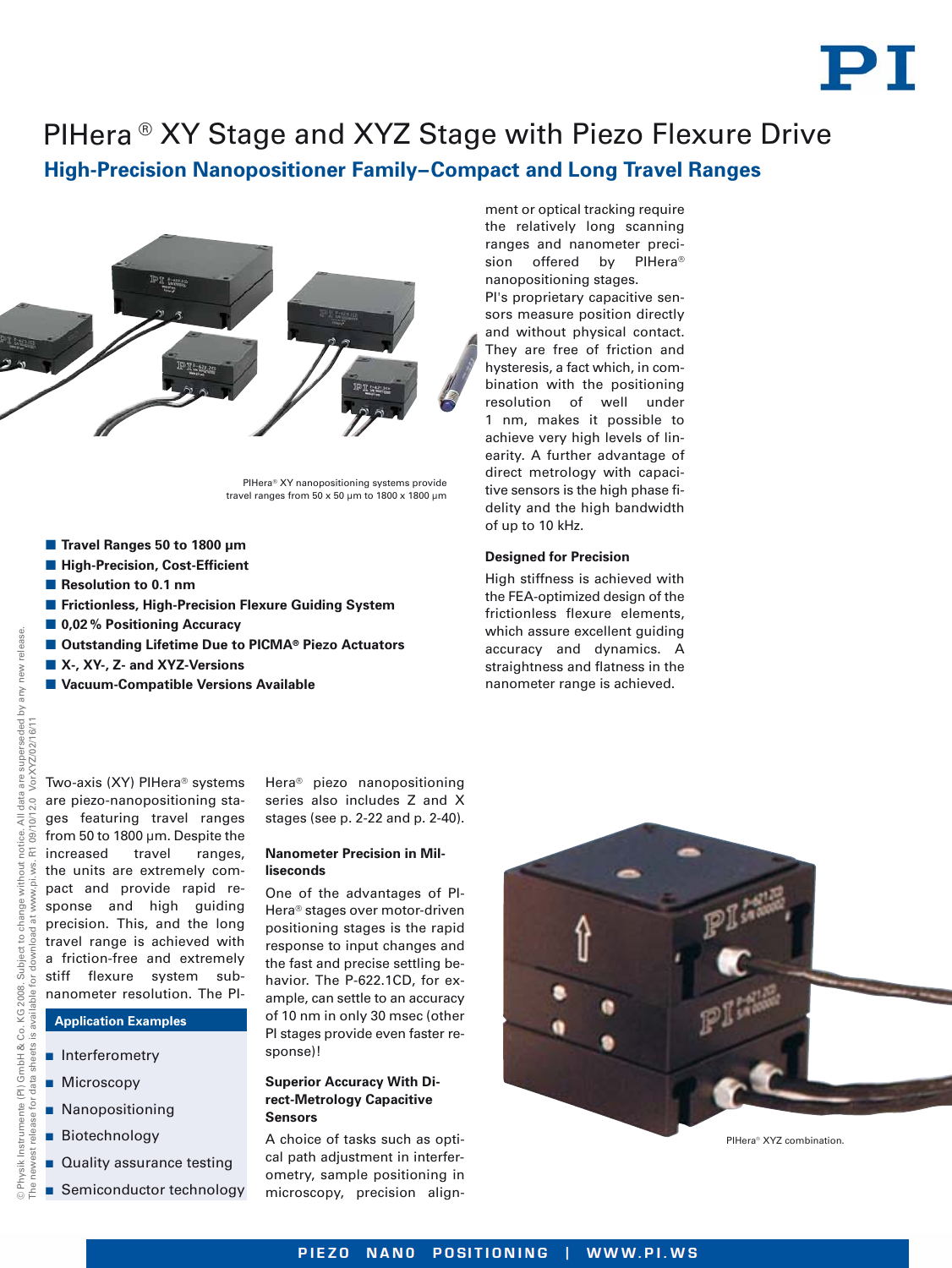# PIHera® XY Stage and XYZ Stage with Piezo Flexure Drive

## High-Precision Nanopositioner Family–Compact and Long Travel Ranges

PIHera® XY nanopositioning systems provide travel ranges from 50 x 50 µm to 1800 x 1800 µm

- **Travel Ranges 50 to 1800 µm**
- **High-Precision, Cost-Efficient**
- **Resolution to 0.1 nm**
- **Frictionless, High-Precision Flexure Guiding System**
- **0,02 % Positioning Accuracy**
- **Outstanding Lifetime Due to PICMA® Piezo Actuators**
- **X-, XY-, Z- and XYZ-Versions**
- **Vacuum-Compatible Versions Available**

Two-axis (XY) PIHera® systems are piezo-nanopositioning stages featuring travel ranges from 50 to 1800 µm. Despite the increased travel ranges, the units are extremely compact and provide rapid response and high guiding precision. This, and the long travel range is achieved with a friction-free and extremely stiff flexure system sub-nanometer resolution. The PIHera® piezo nanopositioning series also includes Z and X stages (see p. 2-22 and p. 2-40).

### Application Examples

- Interferometry
- Microscopy
- Nanopositioning
- Biotechnology
- Quality assurance testing
- Semiconductor technology

### Nanometer Precision in Milliseconds

One of the advantages of PIHera® stages over motor-driven positioning stages is the rapid response to input changes and the fast and precise settling behavior. The P-622.1CD, for example, can settle to an accuracy of 10 nm in only 30 msec (other PI stages provide even faster response)!

### Superior Accuracy With Direct-Metrology Capacitive Sensors

A choice of tasks such as optical path adjustment in interferometry, sample positioning in microscopy, precision alignment or optical tracking require the relatively long scanning ranges and nanometer precision offered by PIHera® nanopositioning stages.

PI's proprietary capacitive sensors measure position directly and without physical contact. They are free of friction and hysteresis, a fact which, in combination with the positioning resolution of well under 1 nm, makes it possible to achieve very high levels of linearity. A further advantage of direct metrology with capacitive sensors is the high phase fidelity and the high bandwidth of up to 10 kHz.

### Designed for Precision

High stiffness is achieved with the FEA-optimized design of the frictionless flexure elements, which assure excellent guiding accuracy and dynamics. A straightness and flatness in the nanometer range is achieved.

PIHera® XYZ combination.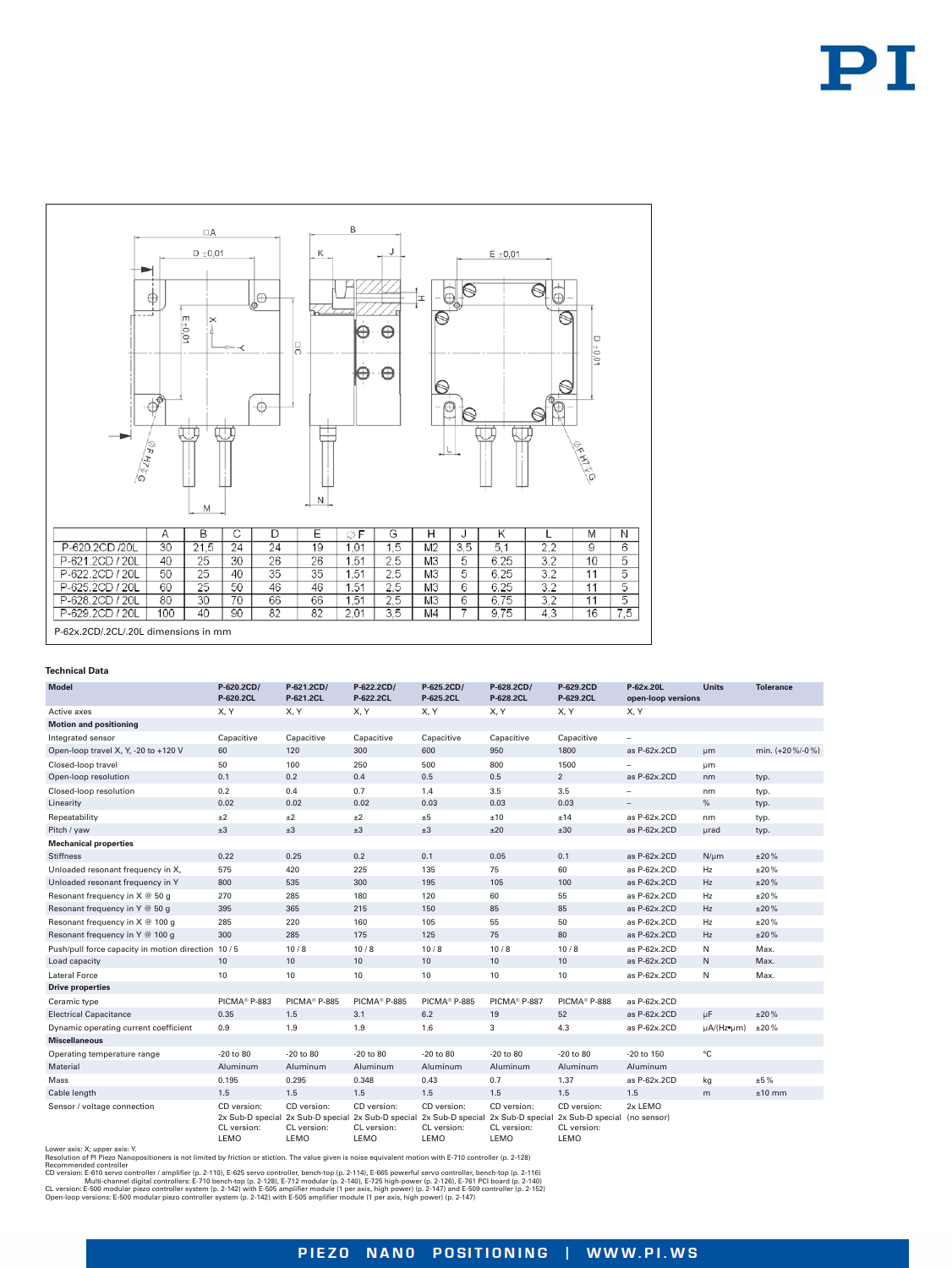| | A | B | C | D | E | ∅F | G | H | J | K | L | M | N |
|---|---|---|---|---|---|---|---|---|---|---|---|---|---|
| P-620.2CD /20L | 30 | 21,5 | 24 | 24 | 19 | 1,01 | 1,5 | M2 | 3,5 | 5,1 | 2,2 | 9 | 6 |
| P-621.2CD / 20L | 40 | 25 | 30 | 26 | 26 | 1,51 | 2,5 | M3 | 5 | 6,25 | 3,2 | 10 | 5 |
| P-622.2CD / 20L | 50 | 25 | 40 | 35 | 35 | 1,51 | 2,5 | M3 | 5 | 6,25 | 3,2 | 11 | 5 |
| P-625.2CD / 20L | 60 | 25 | 50 | 46 | 46 | 1,51 | 2,5 | M3 | 6 | 6,25 | 3,2 | 11 | 5 |
| P-628.2CD / 20L | 80 | 30 | 70 | 66 | 66 | 1,51 | 2,5 | M3 | 6 | 6,75 | 3,2 | 11 | 5 |
| P-629.2CD / 20L | 100 | 40 | 90 | 82 | 82 | 2,01 | 3,5 | M4 | 7 | 9,75 | 4,3 | 16 | 7,5 |

P-62x.2CD/.2CL/.20L dimensions in mm

**Technical Data**

| Model | P-620.2CD/ P-620.2CL | P-621.2CD/ P-621.2CL | P-622.2CD/ P-622.2CL | P-625.2CD/ P-625.2CL | P-628.2CD/ P-628.2CL | P-629.2CD P-629.2CL | P-62x.20L open-loop versions | Units | Tolerance |
|---|---|---|---|---|---|---|---|---|---|
| Active axes | X, Y | X, Y | X, Y | X, Y | X, Y | X, Y | X, Y | | |
| **Motion and positioning** | | | | | | | | | |
| Integrated sensor | Capacitive | Capacitive | Capacitive | Capacitive | Capacitive | Capacitive | – | | |
| Open-loop travel X, Y, -20 to +120 V | 60 | 120 | 300 | 600 | 950 | 1800 | as P-62x.2CD | µm | min. (+20 %/-0 %) |
| Closed-loop travel | 50 | 100 | 250 | 500 | 800 | 1500 | – | µm | |
| Open-loop resolution | 0.1 | 0.2 | 0.4 | 0.5 | 0.5 | 2 | as P-62x.2CD | nm | typ. |
| Closed-loop resolution | 0.2 | 0.4 | 0.7 | 1.4 | 3.5 | 3.5 | – | nm | typ. |
| Linearity | 0.02 | 0.02 | 0.02 | 0.03 | 0.03 | 0.03 | – | % | typ. |
| Repeatability | ±2 | ±2 | ±2 | ±5 | ±10 | ±14 | as P-62x.2CD | nm | typ. |
| Pitch / yaw | ±3 | ±3 | ±3 | ±3 | ±20 | ±30 | as P-62x.2CD | µrad | typ. |
| **Mechanical properties** | | | | | | | | | |
| Stiffness | 0.22 | 0.25 | 0.2 | 0.1 | 0.05 | 0.1 | as P-62x.2CD | N/µm | ±20 % |
| Unloaded resonant frequency in X, | 575 | 420 | 225 | 135 | 75 | 60 | as P-62x.2CD | Hz | ±20 % |
| Unloaded resonant frequency in Y | 800 | 535 | 300 | 195 | 105 | 100 | as P-62x.2CD | Hz | ±20 % |
| Resonant frequency in X @ 50 g | 270 | 285 | 180 | 120 | 60 | 55 | as P-62x.2CD | Hz | ±20 % |
| Resonant frequency in Y @ 50 g | 395 | 365 | 215 | 150 | 85 | 85 | as P-62x.2CD | Hz | ±20 % |
| Resonant frequency in X @ 100 g | 285 | 220 | 160 | 105 | 55 | 50 | as P-62x.2CD | Hz | ±20 % |
| Resonant frequency in Y @ 100 g | 300 | 285 | 175 | 125 | 75 | 80 | as P-62x.2CD | Hz | ±20 % |
| Push/pull force capacity in motion direction | 10 / 5 | 10 / 8 | 10 / 8 | 10 / 8 | 10 / 8 | 10 / 8 | as P-62x.2CD | N | Max. |
| Load capacity | 10 | 10 | 10 | 10 | 10 | 10 | as P-62x.2CD | N | Max. |
| Lateral Force | 10 | 10 | 10 | 10 | 10 | 10 | as P-62x.2CD | N | Max. |
| **Drive properties** | | | | | | | | | |
| Ceramic type | PICMA® P-883 | PICMA® P-885 | PICMA® P-885 | PICMA® P-885 | PICMA® P-887 | PICMA® P-888 | as P-62x.2CD | | |
| Electrical Capacitance | 0.35 | 1.5 | 3.1 | 6.2 | 19 | 52 | as P-62x.2CD | µF | ±20 % |
| Dynamic operating current coefficient | 0.9 | 1.9 | 1.9 | 1.6 | 3 | 4.3 | as P-62x.2CD | µA/(Hz•µm) | ±20 % |
| **Miscellaneous** | | | | | | | | | |
| Operating temperature range | -20 to 80 | -20 to 80 | -20 to 80 | -20 to 80 | -20 to 80 | -20 to 80 | -20 to 150 | °C | |
| Material | Aluminum | Aluminum | Aluminum | Aluminum | Aluminum | Aluminum | Aluminum | | |
| Mass | 0.195 | 0.295 | 0.348 | 0.43 | 0.7 | 1.37 | as P-62x.2CD | kg | ±5 % |
| Cable length | 1.5 | 1.5 | 1.5 | 1.5 | 1.5 | 1.5 | 1.5 | m | ±10 mm |
| Sensor / voltage connection | CD version: 2x Sub-D special CL version: LEMO | CD version: 2x Sub-D special CL version: LEMO | CD version: 2x Sub-D special CL version: LEMO | CD version: 2x Sub-D special CL version: LEMO | CD version: 2x Sub-D special CL version: LEMO | CD version: 2x Sub-D special CL version: LEMO | 2x LEMO (no sensor) | | |

Lower axis: X; upper axis: Y.
Resolution of PI Piezo Nanopositioners is not limited by friction or stiction. The value given is noise equivalent motion with E-710 controller (p. 2-128)
Recommended controller
CD version: E-610 servo controller / amplifier (p. 2-110), E-625 servo controller, bench-top (p. 2-114), E-665 powerful servo controller, bench-top (p. 2-116)
Multi-channel digital controllers: E-710 bench-top (p. 2-128), E-712 modular (p. 2-140), E-725 high-power (p. 2-126), E-761 PCI board (p. 2-140)
CL version: E-500 modular piezo controller system (p. 2-142) with E-505 amplifier module (1 per axis, high power) (p. 2-147) and E-509 controller (p. 2-152)
Open-loop versions: E-500 modular piezo controller system (p. 2-142) with E-505 amplifier module (1 per axis, high power) (p. 2-147)